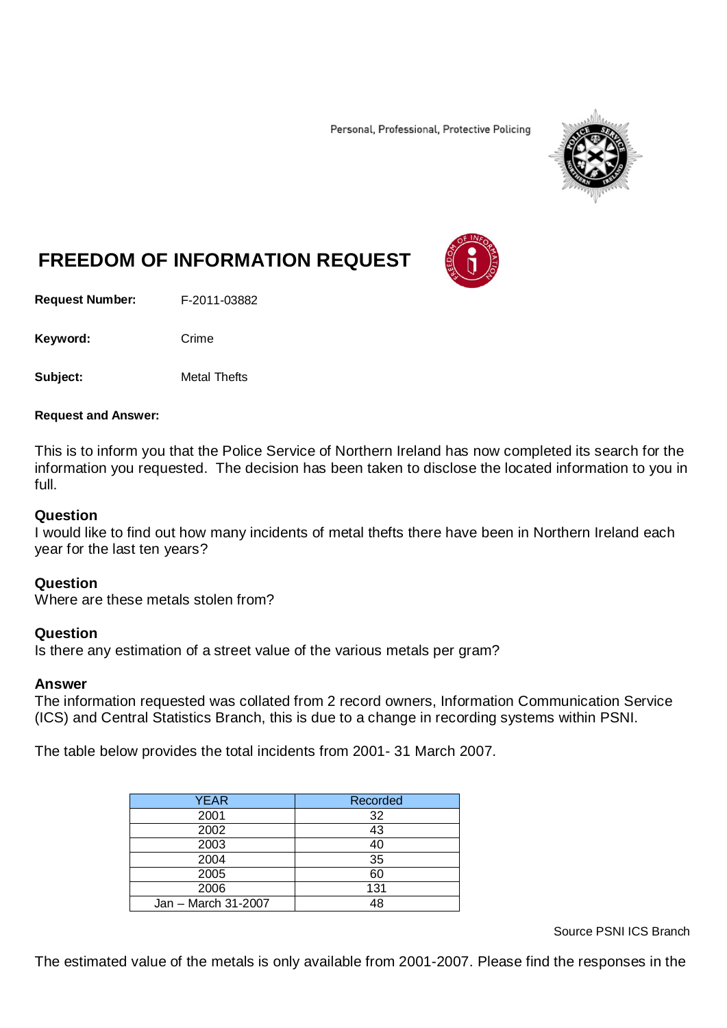Personal, Professional, Protective Policing

# FREEDOM OF INFORMATION REQUEST

**Request Number:** F-2011-03882

**Keyword:** Crime

**Subject:** Metal Thefts

**Request and Answer:**

This is to inform you that the Police Service of Northern Ireland has now completed its search for the information you requested. The decision has been taken to disclose the located information to you in full.

### Question
I would like to find out how many incidents of metal thefts there have been in Northern Ireland each year for the last ten years?

### Question
Where are these metals stolen from?

### Question
Is there any estimation of a street value of the various metals per gram?

### Answer
The information requested was collated from 2 record owners, Information Communication Service (ICS) and Central Statistics Branch, this is due to a change in recording systems within PSNI.

The table below provides the total incidents from 2001- 31 March 2007.

| YEAR | Recorded |
|---|---|
| 2001 | 32 |
| 2002 | 43 |
| 2003 | 40 |
| 2004 | 35 |
| 2005 | 60 |
| 2006 | 131 |
| Jan – March 31-2007 | 48 |

Source PSNI ICS Branch

The estimated value of the metals is only available from 2001-2007. Please find the responses in the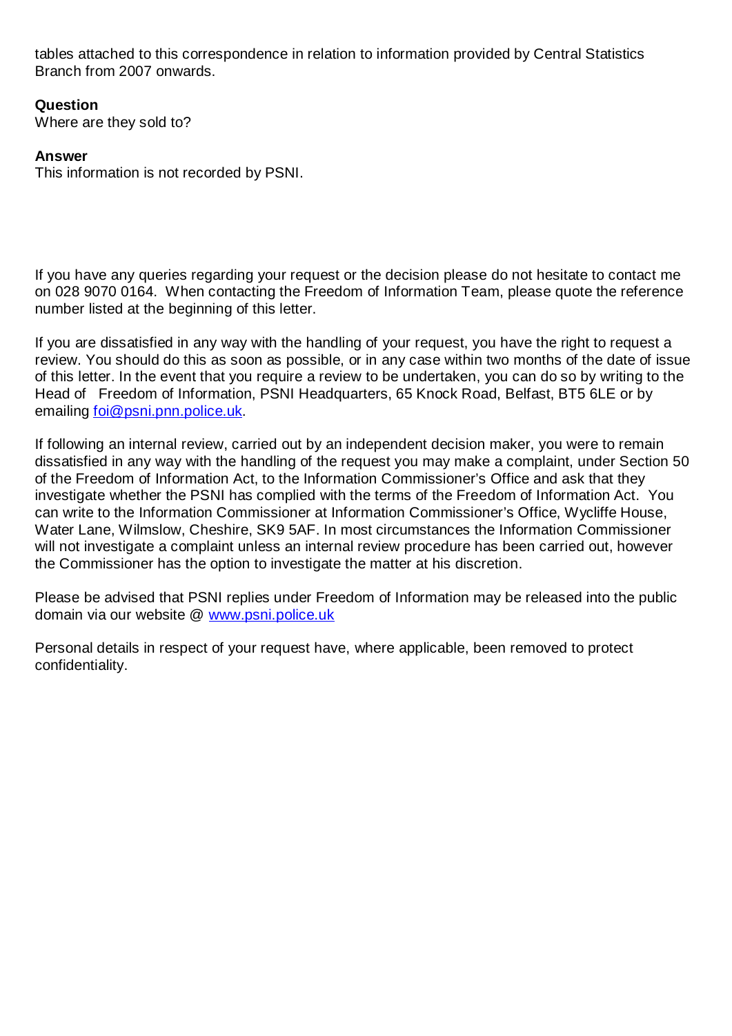tables attached to this correspondence in relation to information provided by Central Statistics Branch from 2007 onwards.

**Question**
Where are they sold to?

**Answer**
This information is not recorded by PSNI.

If you have any queries regarding your request or the decision please do not hesitate to contact me on 028 9070 0164. When contacting the Freedom of Information Team, please quote the reference number listed at the beginning of this letter.

If you are dissatisfied in any way with the handling of your request, you have the right to request a review. You should do this as soon as possible, or in any case within two months of the date of issue of this letter. In the event that you require a review to be undertaken, you can do so by writing to the Head of Freedom of Information, PSNI Headquarters, 65 Knock Road, Belfast, BT5 6LE or by emailing [foi@psni.pnn.police.uk](mailto:foi@psni.pnn.police.uk).

If following an internal review, carried out by an independent decision maker, you were to remain dissatisfied in any way with the handling of the request you may make a complaint, under Section 50 of the Freedom of Information Act, to the Information Commissioner's Office and ask that they investigate whether the PSNI has complied with the terms of the Freedom of Information Act. You can write to the Information Commissioner at Information Commissioner's Office, Wycliffe House, Water Lane, Wilmslow, Cheshire, SK9 5AF. In most circumstances the Information Commissioner will not investigate a complaint unless an internal review procedure has been carried out, however the Commissioner has the option to investigate the matter at his discretion.

Please be advised that PSNI replies under Freedom of Information may be released into the public domain via our website @ [www.psni.police.uk](http://www.psni.police.uk)

Personal details in respect of your request have, where applicable, been removed to protect confidentiality.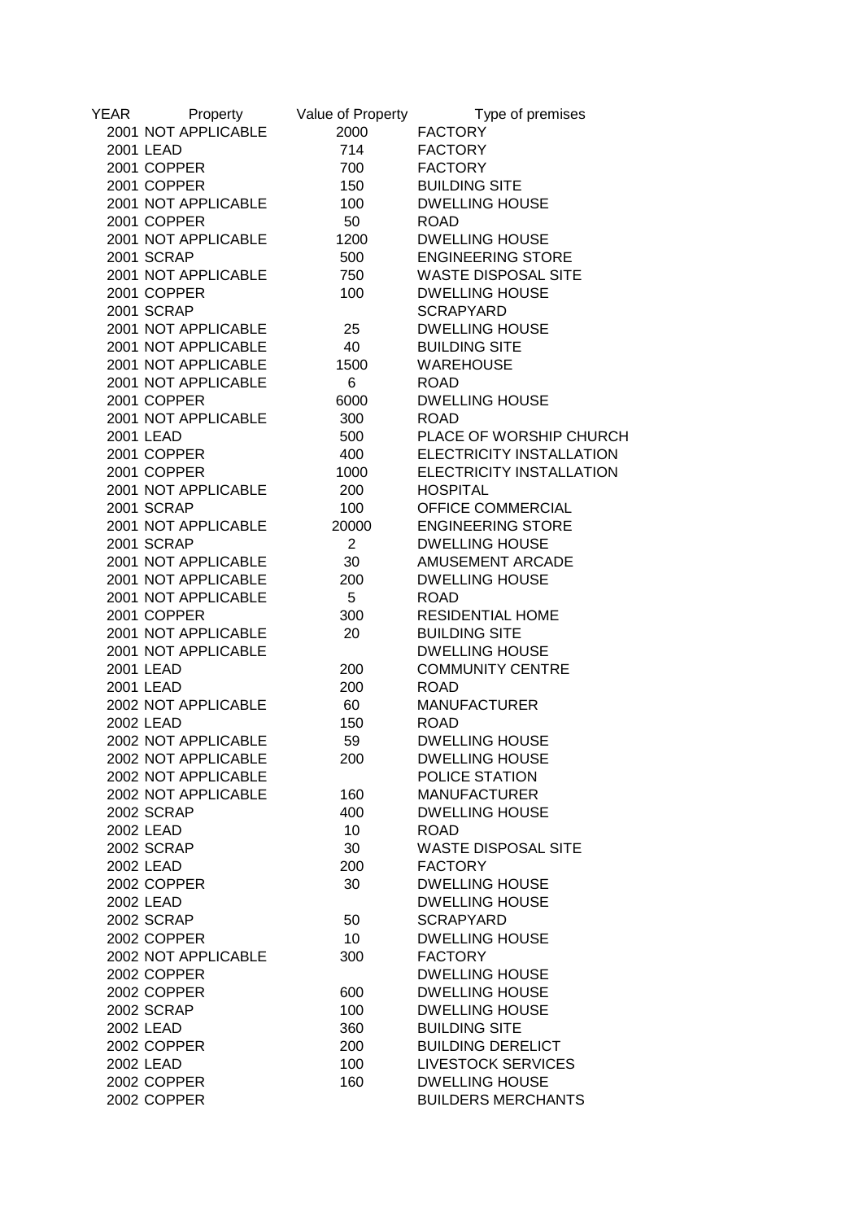| YEAR | Property | Value of Property | Type of premises |
| --- | --- | --- | --- |
| 2001 | NOT APPLICABLE | 2000 | FACTORY |
| 2001 | LEAD | 714 | FACTORY |
| 2001 | COPPER | 700 | FACTORY |
| 2001 | COPPER | 150 | BUILDING SITE |
| 2001 | NOT APPLICABLE | 100 | DWELLING HOUSE |
| 2001 | COPPER | 50 | ROAD |
| 2001 | NOT APPLICABLE | 1200 | DWELLING HOUSE |
| 2001 | SCRAP | 500 | ENGINEERING STORE |
| 2001 | NOT APPLICABLE | 750 | WASTE DISPOSAL SITE |
| 2001 | COPPER | 100 | DWELLING HOUSE |
| 2001 | SCRAP | | SCRAPYARD |
| 2001 | NOT APPLICABLE | 25 | DWELLING HOUSE |
| 2001 | NOT APPLICABLE | 40 | BUILDING SITE |
| 2001 | NOT APPLICABLE | 1500 | WAREHOUSE |
| 2001 | NOT APPLICABLE | 6 | ROAD |
| 2001 | COPPER | 6000 | DWELLING HOUSE |
| 2001 | NOT APPLICABLE | 300 | ROAD |
| 2001 | LEAD | 500 | PLACE OF WORSHIP CHURCH |
| 2001 | COPPER | 400 | ELECTRICITY INSTALLATION |
| 2001 | COPPER | 1000 | ELECTRICITY INSTALLATION |
| 2001 | NOT APPLICABLE | 200 | HOSPITAL |
| 2001 | SCRAP | 100 | OFFICE COMMERCIAL |
| 2001 | NOT APPLICABLE | 20000 | ENGINEERING STORE |
| 2001 | SCRAP | 2 | DWELLING HOUSE |
| 2001 | NOT APPLICABLE | 30 | AMUSEMENT ARCADE |
| 2001 | NOT APPLICABLE | 200 | DWELLING HOUSE |
| 2001 | NOT APPLICABLE | 5 | ROAD |
| 2001 | COPPER | 300 | RESIDENTIAL HOME |
| 2001 | NOT APPLICABLE | 20 | BUILDING SITE |
| 2001 | NOT APPLICABLE | | DWELLING HOUSE |
| 2001 | LEAD | 200 | COMMUNITY CENTRE |
| 2001 | LEAD | 200 | ROAD |
| 2002 | NOT APPLICABLE | 60 | MANUFACTURER |
| 2002 | LEAD | 150 | ROAD |
| 2002 | NOT APPLICABLE | 59 | DWELLING HOUSE |
| 2002 | NOT APPLICABLE | 200 | DWELLING HOUSE |
| 2002 | NOT APPLICABLE | | POLICE STATION |
| 2002 | NOT APPLICABLE | 160 | MANUFACTURER |
| 2002 | SCRAP | 400 | DWELLING HOUSE |
| 2002 | LEAD | 10 | ROAD |
| 2002 | SCRAP | 30 | WASTE DISPOSAL SITE |
| 2002 | LEAD | 200 | FACTORY |
| 2002 | COPPER | 30 | DWELLING HOUSE |
| 2002 | LEAD | | DWELLING HOUSE |
| 2002 | SCRAP | 50 | SCRAPYARD |
| 2002 | COPPER | 10 | DWELLING HOUSE |
| 2002 | NOT APPLICABLE | 300 | FACTORY |
| 2002 | COPPER | | DWELLING HOUSE |
| 2002 | COPPER | 600 | DWELLING HOUSE |
| 2002 | SCRAP | 100 | DWELLING HOUSE |
| 2002 | LEAD | 360 | BUILDING SITE |
| 2002 | COPPER | 200 | BUILDING DERELICT |
| 2002 | LEAD | 100 | LIVESTOCK SERVICES |
| 2002 | COPPER | 160 | DWELLING HOUSE |
| 2002 | COPPER | | BUILDERS MERCHANTS |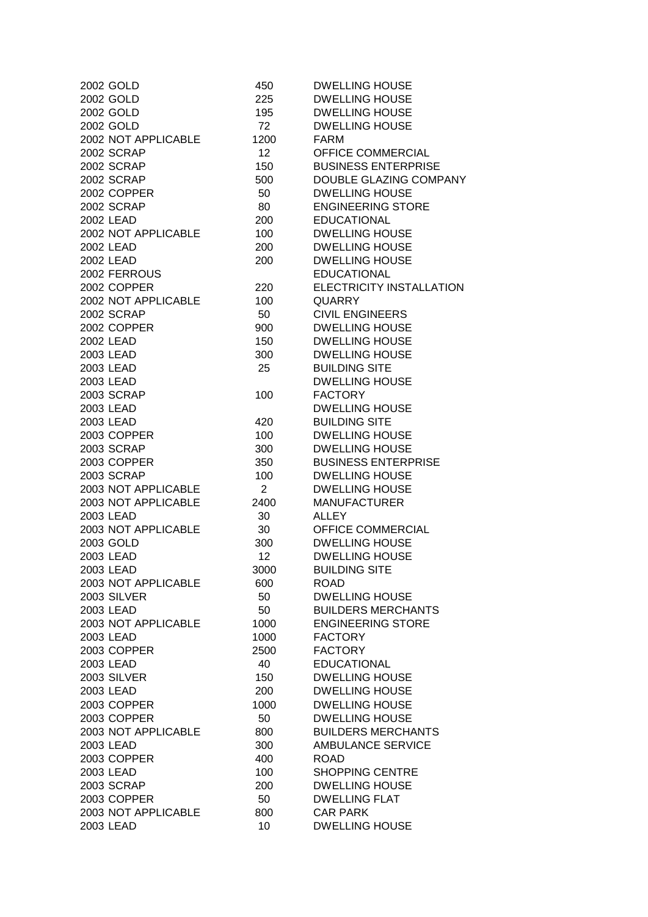| | | | |
|---|---|---|---|
| 2002 | GOLD | 450 | DWELLING HOUSE |
| 2002 | GOLD | 225 | DWELLING HOUSE |
| 2002 | GOLD | 195 | DWELLING HOUSE |
| 2002 | GOLD | 72 | DWELLING HOUSE |
| 2002 | NOT APPLICABLE | 1200 | FARM |
| 2002 | SCRAP | 12 | OFFICE COMMERCIAL |
| 2002 | SCRAP | 150 | BUSINESS ENTERPRISE |
| 2002 | SCRAP | 500 | DOUBLE GLAZING COMPANY |
| 2002 | COPPER | 50 | DWELLING HOUSE |
| 2002 | SCRAP | 80 | ENGINEERING STORE |
| 2002 | LEAD | 200 | EDUCATIONAL |
| 2002 | NOT APPLICABLE | 100 | DWELLING HOUSE |
| 2002 | LEAD | 200 | DWELLING HOUSE |
| 2002 | LEAD | 200 | DWELLING HOUSE |
| 2002 | FERROUS | | EDUCATIONAL |
| 2002 | COPPER | 220 | ELECTRICITY INSTALLATION |
| 2002 | NOT APPLICABLE | 100 | QUARRY |
| 2002 | SCRAP | 50 | CIVIL ENGINEERS |
| 2002 | COPPER | 900 | DWELLING HOUSE |
| 2002 | LEAD | 150 | DWELLING HOUSE |
| 2003 | LEAD | 300 | DWELLING HOUSE |
| 2003 | LEAD | 25 | BUILDING SITE |
| 2003 | LEAD | | DWELLING HOUSE |
| 2003 | SCRAP | 100 | FACTORY |
| 2003 | LEAD | | DWELLING HOUSE |
| 2003 | LEAD | 420 | BUILDING SITE |
| 2003 | COPPER | 100 | DWELLING HOUSE |
| 2003 | SCRAP | 300 | DWELLING HOUSE |
| 2003 | COPPER | 350 | BUSINESS ENTERPRISE |
| 2003 | SCRAP | 100 | DWELLING HOUSE |
| 2003 | NOT APPLICABLE | 2 | DWELLING HOUSE |
| 2003 | NOT APPLICABLE | 2400 | MANUFACTURER |
| 2003 | LEAD | 30 | ALLEY |
| 2003 | NOT APPLICABLE | 30 | OFFICE COMMERCIAL |
| 2003 | GOLD | 300 | DWELLING HOUSE |
| 2003 | LEAD | 12 | DWELLING HOUSE |
| 2003 | LEAD | 3000 | BUILDING SITE |
| 2003 | NOT APPLICABLE | 600 | ROAD |
| 2003 | SILVER | 50 | DWELLING HOUSE |
| 2003 | LEAD | 50 | BUILDERS MERCHANTS |
| 2003 | NOT APPLICABLE | 1000 | ENGINEERING STORE |
| 2003 | LEAD | 1000 | FACTORY |
| 2003 | COPPER | 2500 | FACTORY |
| 2003 | LEAD | 40 | EDUCATIONAL |
| 2003 | SILVER | 150 | DWELLING HOUSE |
| 2003 | LEAD | 200 | DWELLING HOUSE |
| 2003 | COPPER | 1000 | DWELLING HOUSE |
| 2003 | COPPER | 50 | DWELLING HOUSE |
| 2003 | NOT APPLICABLE | 800 | BUILDERS MERCHANTS |
| 2003 | LEAD | 300 | AMBULANCE SERVICE |
| 2003 | COPPER | 400 | ROAD |
| 2003 | LEAD | 100 | SHOPPING CENTRE |
| 2003 | SCRAP | 200 | DWELLING HOUSE |
| 2003 | COPPER | 50 | DWELLING FLAT |
| 2003 | NOT APPLICABLE | 800 | CAR PARK |
| 2003 | LEAD | 10 | DWELLING HOUSE |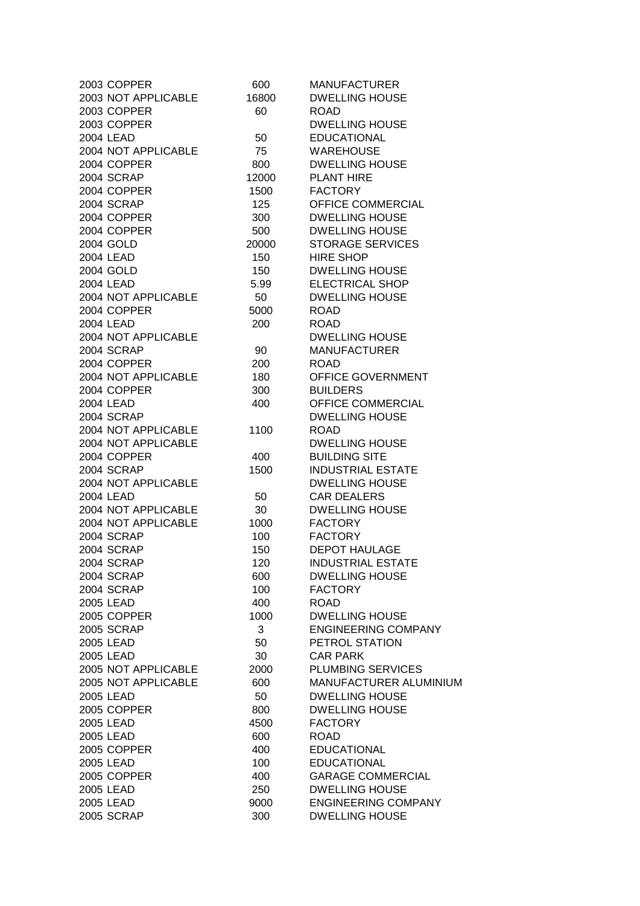| | | | |
|---|---|---|---|
| 2003 | COPPER | 600 | MANUFACTURER |
| 2003 | NOT APPLICABLE | 16800 | DWELLING HOUSE |
| 2003 | COPPER | 60 | ROAD |
| 2003 | COPPER | | DWELLING HOUSE |
| 2004 | LEAD | 50 | EDUCATIONAL |
| 2004 | NOT APPLICABLE | 75 | WAREHOUSE |
| 2004 | COPPER | 800 | DWELLING HOUSE |
| 2004 | SCRAP | 12000 | PLANT HIRE |
| 2004 | COPPER | 1500 | FACTORY |
| 2004 | SCRAP | 125 | OFFICE COMMERCIAL |
| 2004 | COPPER | 300 | DWELLING HOUSE |
| 2004 | COPPER | 500 | DWELLING HOUSE |
| 2004 | GOLD | 20000 | STORAGE SERVICES |
| 2004 | LEAD | 150 | HIRE SHOP |
| 2004 | GOLD | 150 | DWELLING HOUSE |
| 2004 | LEAD | 5.99 | ELECTRICAL SHOP |
| 2004 | NOT APPLICABLE | 50 | DWELLING HOUSE |
| 2004 | COPPER | 5000 | ROAD |
| 2004 | LEAD | 200 | ROAD |
| 2004 | NOT APPLICABLE | | DWELLING HOUSE |
| 2004 | SCRAP | 90 | MANUFACTURER |
| 2004 | COPPER | 200 | ROAD |
| 2004 | NOT APPLICABLE | 180 | OFFICE GOVERNMENT |
| 2004 | COPPER | 300 | BUILDERS |
| 2004 | LEAD | 400 | OFFICE COMMERCIAL |
| 2004 | SCRAP | | DWELLING HOUSE |
| 2004 | NOT APPLICABLE | 1100 | ROAD |
| 2004 | NOT APPLICABLE | | DWELLING HOUSE |
| 2004 | COPPER | 400 | BUILDING SITE |
| 2004 | SCRAP | 1500 | INDUSTRIAL ESTATE |
| 2004 | NOT APPLICABLE | | DWELLING HOUSE |
| 2004 | LEAD | 50 | CAR DEALERS |
| 2004 | NOT APPLICABLE | 30 | DWELLING HOUSE |
| 2004 | NOT APPLICABLE | 1000 | FACTORY |
| 2004 | SCRAP | 100 | FACTORY |
| 2004 | SCRAP | 150 | DEPOT HAULAGE |
| 2004 | SCRAP | 120 | INDUSTRIAL ESTATE |
| 2004 | SCRAP | 600 | DWELLING HOUSE |
| 2004 | SCRAP | 100 | FACTORY |
| 2005 | LEAD | 400 | ROAD |
| 2005 | COPPER | 1000 | DWELLING HOUSE |
| 2005 | SCRAP | 3 | ENGINEERING COMPANY |
| 2005 | LEAD | 50 | PETROL STATION |
| 2005 | LEAD | 30 | CAR PARK |
| 2005 | NOT APPLICABLE | 2000 | PLUMBING SERVICES |
| 2005 | NOT APPLICABLE | 600 | MANUFACTURER ALUMINIUM |
| 2005 | LEAD | 50 | DWELLING HOUSE |
| 2005 | COPPER | 800 | DWELLING HOUSE |
| 2005 | LEAD | 4500 | FACTORY |
| 2005 | LEAD | 600 | ROAD |
| 2005 | COPPER | 400 | EDUCATIONAL |
| 2005 | LEAD | 100 | EDUCATIONAL |
| 2005 | COPPER | 400 | GARAGE COMMERCIAL |
| 2005 | LEAD | 250 | DWELLING HOUSE |
| 2005 | LEAD | 9000 | ENGINEERING COMPANY |
| 2005 | SCRAP | 300 | DWELLING HOUSE |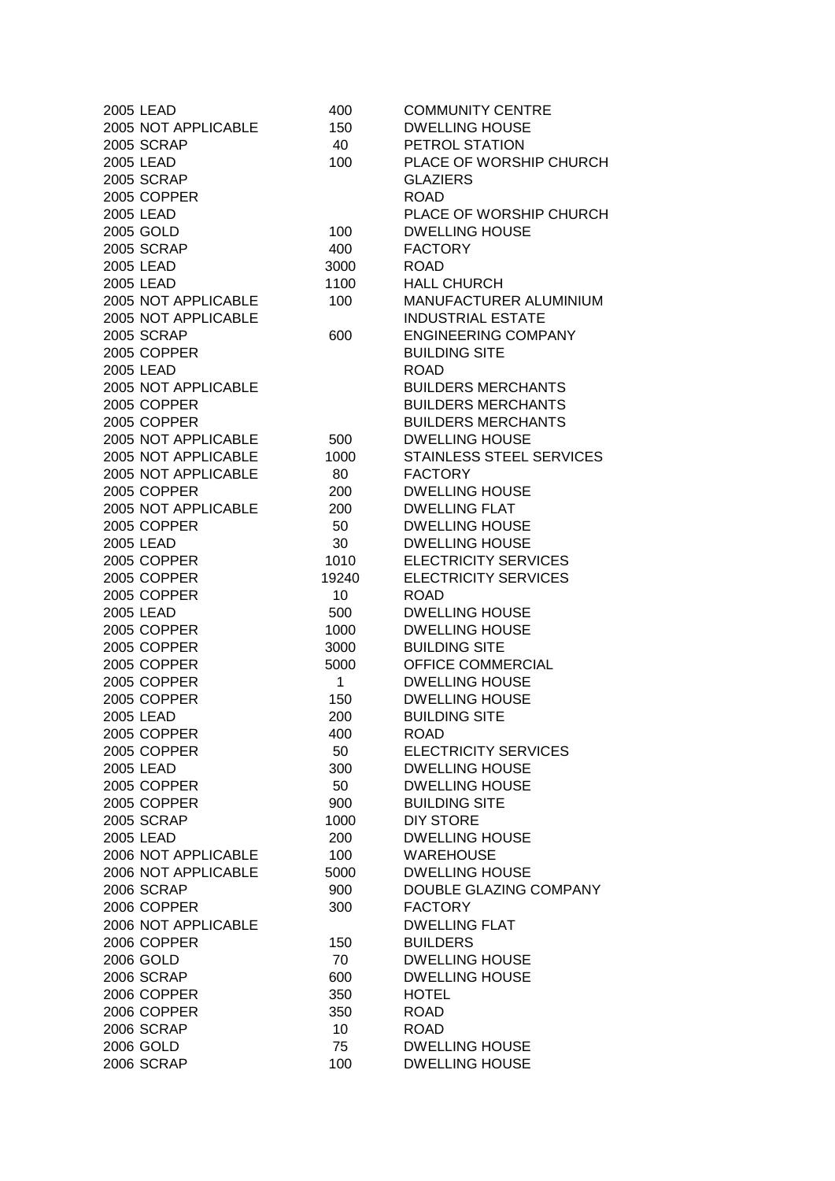| | | | |
|---|---|---|---|
| 2005 | LEAD | 400 | COMMUNITY CENTRE |
| 2005 | NOT APPLICABLE | 150 | DWELLING HOUSE |
| 2005 | SCRAP | 40 | PETROL STATION |
| 2005 | LEAD | 100 | PLACE OF WORSHIP CHURCH |
| 2005 | SCRAP | | GLAZIERS |
| 2005 | COPPER | | ROAD |
| 2005 | LEAD | | PLACE OF WORSHIP CHURCH |
| 2005 | GOLD | 100 | DWELLING HOUSE |
| 2005 | SCRAP | 400 | FACTORY |
| 2005 | LEAD | 3000 | ROAD |
| 2005 | LEAD | 1100 | HALL CHURCH |
| 2005 | NOT APPLICABLE | 100 | MANUFACTURER ALUMINIUM |
| 2005 | NOT APPLICABLE | | INDUSTRIAL ESTATE |
| 2005 | SCRAP | 600 | ENGINEERING COMPANY |
| 2005 | COPPER | | BUILDING SITE |
| 2005 | LEAD | | ROAD |
| 2005 | NOT APPLICABLE | | BUILDERS MERCHANTS |
| 2005 | COPPER | | BUILDERS MERCHANTS |
| 2005 | COPPER | | BUILDERS MERCHANTS |
| 2005 | NOT APPLICABLE | 500 | DWELLING HOUSE |
| 2005 | NOT APPLICABLE | 1000 | STAINLESS STEEL SERVICES |
| 2005 | NOT APPLICABLE | 80 | FACTORY |
| 2005 | COPPER | 200 | DWELLING HOUSE |
| 2005 | NOT APPLICABLE | 200 | DWELLING FLAT |
| 2005 | COPPER | 50 | DWELLING HOUSE |
| 2005 | LEAD | 30 | DWELLING HOUSE |
| 2005 | COPPER | 1010 | ELECTRICITY SERVICES |
| 2005 | COPPER | 19240 | ELECTRICITY SERVICES |
| 2005 | COPPER | 10 | ROAD |
| 2005 | LEAD | 500 | DWELLING HOUSE |
| 2005 | COPPER | 1000 | DWELLING HOUSE |
| 2005 | COPPER | 3000 | BUILDING SITE |
| 2005 | COPPER | 5000 | OFFICE COMMERCIAL |
| 2005 | COPPER | 1 | DWELLING HOUSE |
| 2005 | COPPER | 150 | DWELLING HOUSE |
| 2005 | LEAD | 200 | BUILDING SITE |
| 2005 | COPPER | 400 | ROAD |
| 2005 | COPPER | 50 | ELECTRICITY SERVICES |
| 2005 | LEAD | 300 | DWELLING HOUSE |
| 2005 | COPPER | 50 | DWELLING HOUSE |
| 2005 | COPPER | 900 | BUILDING SITE |
| 2005 | SCRAP | 1000 | DIY STORE |
| 2005 | LEAD | 200 | DWELLING HOUSE |
| 2006 | NOT APPLICABLE | 100 | WAREHOUSE |
| 2006 | NOT APPLICABLE | 5000 | DWELLING HOUSE |
| 2006 | SCRAP | 900 | DOUBLE GLAZING COMPANY |
| 2006 | COPPER | 300 | FACTORY |
| 2006 | NOT APPLICABLE | | DWELLING FLAT |
| 2006 | COPPER | 150 | BUILDERS |
| 2006 | GOLD | 70 | DWELLING HOUSE |
| 2006 | SCRAP | 600 | DWELLING HOUSE |
| 2006 | COPPER | 350 | HOTEL |
| 2006 | COPPER | 350 | ROAD |
| 2006 | SCRAP | 10 | ROAD |
| 2006 | GOLD | 75 | DWELLING HOUSE |
| 2006 | SCRAP | 100 | DWELLING HOUSE |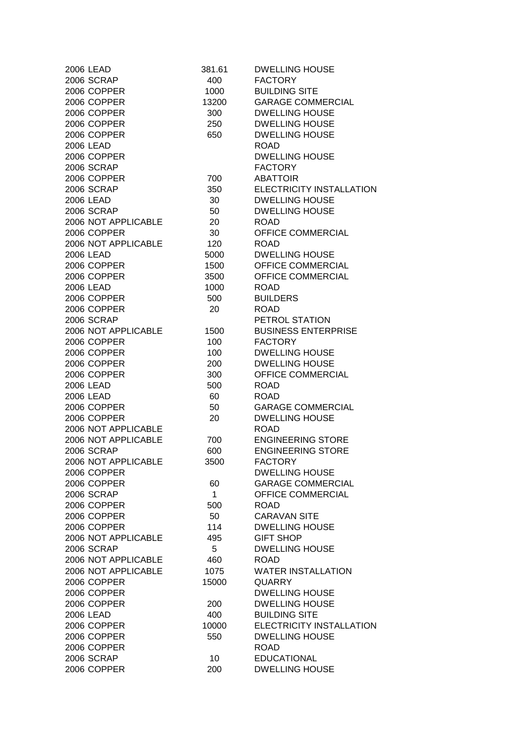| | | | |
|---|---|---|---|
| 2006 | LEAD | 381.61 | DWELLING HOUSE |
| 2006 | SCRAP | 400 | FACTORY |
| 2006 | COPPER | 1000 | BUILDING SITE |
| 2006 | COPPER | 13200 | GARAGE COMMERCIAL |
| 2006 | COPPER | 300 | DWELLING HOUSE |
| 2006 | COPPER | 250 | DWELLING HOUSE |
| 2006 | COPPER | 650 | DWELLING HOUSE |
| 2006 | LEAD | | ROAD |
| 2006 | COPPER | | DWELLING HOUSE |
| 2006 | SCRAP | | FACTORY |
| 2006 | COPPER | 700 | ABATTOIR |
| 2006 | SCRAP | 350 | ELECTRICITY INSTALLATION |
| 2006 | LEAD | 30 | DWELLING HOUSE |
| 2006 | SCRAP | 50 | DWELLING HOUSE |
| 2006 | NOT APPLICABLE | 20 | ROAD |
| 2006 | COPPER | 30 | OFFICE COMMERCIAL |
| 2006 | NOT APPLICABLE | 120 | ROAD |
| 2006 | LEAD | 5000 | DWELLING HOUSE |
| 2006 | COPPER | 1500 | OFFICE COMMERCIAL |
| 2006 | COPPER | 3500 | OFFICE COMMERCIAL |
| 2006 | LEAD | 1000 | ROAD |
| 2006 | COPPER | 500 | BUILDERS |
| 2006 | COPPER | 20 | ROAD |
| 2006 | SCRAP | | PETROL STATION |
| 2006 | NOT APPLICABLE | 1500 | BUSINESS ENTERPRISE |
| 2006 | COPPER | 100 | FACTORY |
| 2006 | COPPER | 100 | DWELLING HOUSE |
| 2006 | COPPER | 200 | DWELLING HOUSE |
| 2006 | COPPER | 300 | OFFICE COMMERCIAL |
| 2006 | LEAD | 500 | ROAD |
| 2006 | LEAD | 60 | ROAD |
| 2006 | COPPER | 50 | GARAGE COMMERCIAL |
| 2006 | COPPER | 20 | DWELLING HOUSE |
| 2006 | NOT APPLICABLE | | ROAD |
| 2006 | NOT APPLICABLE | 700 | ENGINEERING STORE |
| 2006 | SCRAP | 600 | ENGINEERING STORE |
| 2006 | NOT APPLICABLE | 3500 | FACTORY |
| 2006 | COPPER | | DWELLING HOUSE |
| 2006 | COPPER | 60 | GARAGE COMMERCIAL |
| 2006 | SCRAP | 1 | OFFICE COMMERCIAL |
| 2006 | COPPER | 500 | ROAD |
| 2006 | COPPER | 50 | CARAVAN SITE |
| 2006 | COPPER | 114 | DWELLING HOUSE |
| 2006 | NOT APPLICABLE | 495 | GIFT SHOP |
| 2006 | SCRAP | 5 | DWELLING HOUSE |
| 2006 | NOT APPLICABLE | 460 | ROAD |
| 2006 | NOT APPLICABLE | 1075 | WATER INSTALLATION |
| 2006 | COPPER | 15000 | QUARRY |
| 2006 | COPPER | | DWELLING HOUSE |
| 2006 | COPPER | 200 | DWELLING HOUSE |
| 2006 | LEAD | 400 | BUILDING SITE |
| 2006 | COPPER | 10000 | ELECTRICITY INSTALLATION |
| 2006 | COPPER | 550 | DWELLING HOUSE |
| 2006 | COPPER | | ROAD |
| 2006 | SCRAP | 10 | EDUCATIONAL |
| 2006 | COPPER | 200 | DWELLING HOUSE |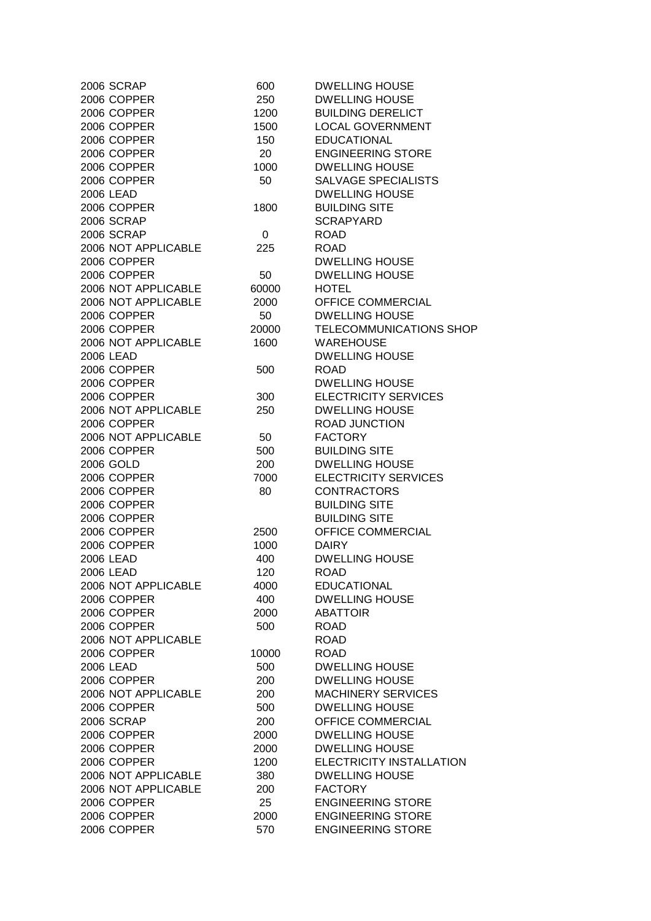| | | | |
|---|---|---|---|
| 2006 | SCRAP | 600 | DWELLING HOUSE |
| 2006 | COPPER | 250 | DWELLING HOUSE |
| 2006 | COPPER | 1200 | BUILDING DERELICT |
| 2006 | COPPER | 1500 | LOCAL GOVERNMENT |
| 2006 | COPPER | 150 | EDUCATIONAL |
| 2006 | COPPER | 20 | ENGINEERING STORE |
| 2006 | COPPER | 1000 | DWELLING HOUSE |
| 2006 | COPPER | 50 | SALVAGE SPECIALISTS |
| 2006 | LEAD | | DWELLING HOUSE |
| 2006 | COPPER | 1800 | BUILDING SITE |
| 2006 | SCRAP | | SCRAPYARD |
| 2006 | SCRAP | 0 | ROAD |
| 2006 | NOT APPLICABLE | 225 | ROAD |
| 2006 | COPPER | | DWELLING HOUSE |
| 2006 | COPPER | 50 | DWELLING HOUSE |
| 2006 | NOT APPLICABLE | 60000 | HOTEL |
| 2006 | NOT APPLICABLE | 2000 | OFFICE COMMERCIAL |
| 2006 | COPPER | 50 | DWELLING HOUSE |
| 2006 | COPPER | 20000 | TELECOMMUNICATIONS SHOP |
| 2006 | NOT APPLICABLE | 1600 | WAREHOUSE |
| 2006 | LEAD | | DWELLING HOUSE |
| 2006 | COPPER | 500 | ROAD |
| 2006 | COPPER | | DWELLING HOUSE |
| 2006 | COPPER | 300 | ELECTRICITY SERVICES |
| 2006 | NOT APPLICABLE | 250 | DWELLING HOUSE |
| 2006 | COPPER | | ROAD JUNCTION |
| 2006 | NOT APPLICABLE | 50 | FACTORY |
| 2006 | COPPER | 500 | BUILDING SITE |
| 2006 | GOLD | 200 | DWELLING HOUSE |
| 2006 | COPPER | 7000 | ELECTRICITY SERVICES |
| 2006 | COPPER | 80 | CONTRACTORS |
| 2006 | COPPER | | BUILDING SITE |
| 2006 | COPPER | | BUILDING SITE |
| 2006 | COPPER | 2500 | OFFICE COMMERCIAL |
| 2006 | COPPER | 1000 | DAIRY |
| 2006 | LEAD | 400 | DWELLING HOUSE |
| 2006 | LEAD | 120 | ROAD |
| 2006 | NOT APPLICABLE | 4000 | EDUCATIONAL |
| 2006 | COPPER | 400 | DWELLING HOUSE |
| 2006 | COPPER | 2000 | ABATTOIR |
| 2006 | COPPER | 500 | ROAD |
| 2006 | NOT APPLICABLE | | ROAD |
| 2006 | COPPER | 10000 | ROAD |
| 2006 | LEAD | 500 | DWELLING HOUSE |
| 2006 | COPPER | 200 | DWELLING HOUSE |
| 2006 | NOT APPLICABLE | 200 | MACHINERY SERVICES |
| 2006 | COPPER | 500 | DWELLING HOUSE |
| 2006 | SCRAP | 200 | OFFICE COMMERCIAL |
| 2006 | COPPER | 2000 | DWELLING HOUSE |
| 2006 | COPPER | 2000 | DWELLING HOUSE |
| 2006 | COPPER | 1200 | ELECTRICITY INSTALLATION |
| 2006 | NOT APPLICABLE | 380 | DWELLING HOUSE |
| 2006 | NOT APPLICABLE | 200 | FACTORY |
| 2006 | COPPER | 25 | ENGINEERING STORE |
| 2006 | COPPER | 2000 | ENGINEERING STORE |
| 2006 | COPPER | 570 | ENGINEERING STORE |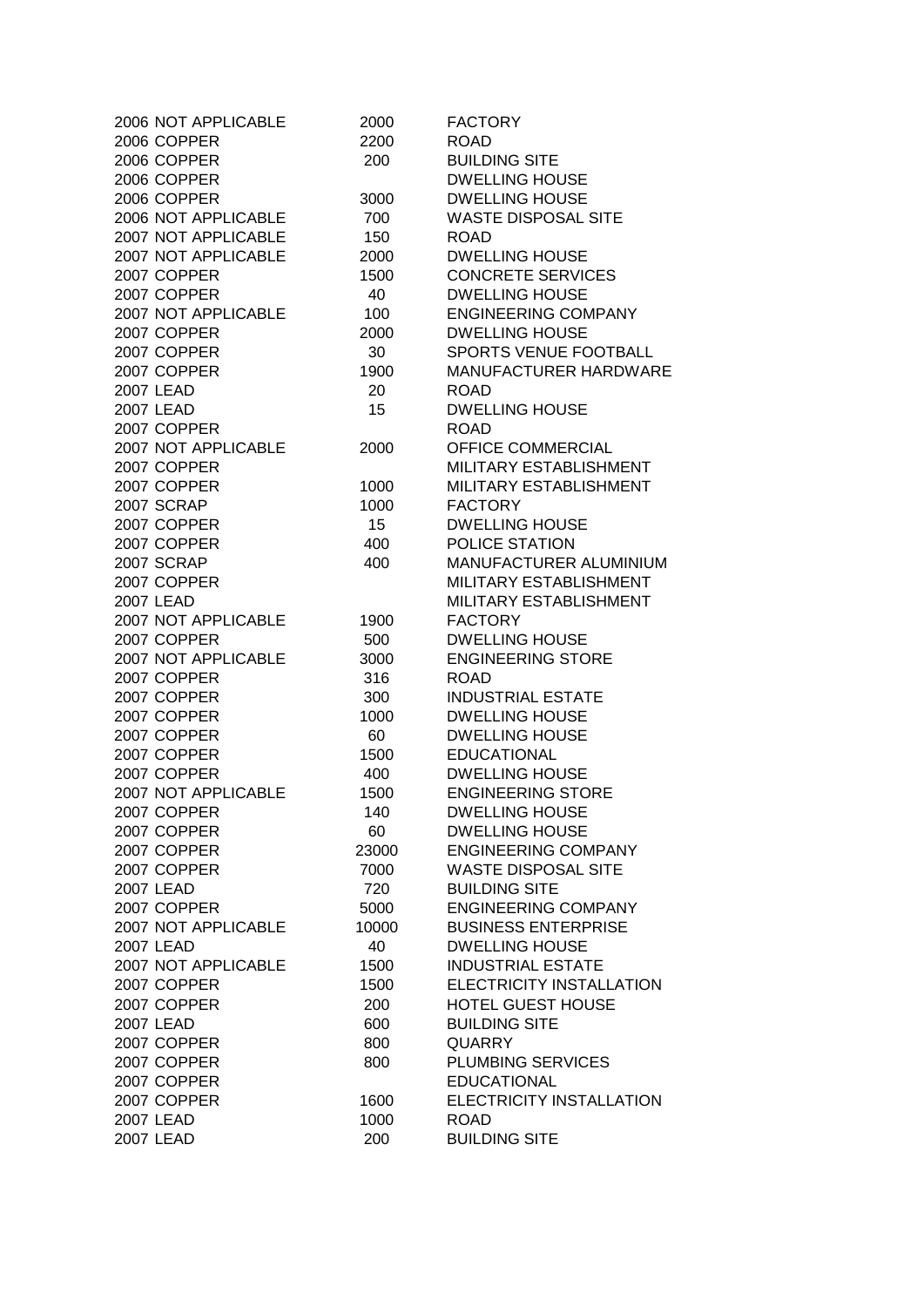| | | | |
|---|---|---|---|
| 2006 | NOT APPLICABLE | 2000 | FACTORY |
| 2006 | COPPER | 2200 | ROAD |
| 2006 | COPPER | 200 | BUILDING SITE |
| 2006 | COPPER | | DWELLING HOUSE |
| 2006 | COPPER | 3000 | DWELLING HOUSE |
| 2006 | NOT APPLICABLE | 700 | WASTE DISPOSAL SITE |
| 2007 | NOT APPLICABLE | 150 | ROAD |
| 2007 | NOT APPLICABLE | 2000 | DWELLING HOUSE |
| 2007 | COPPER | 1500 | CONCRETE SERVICES |
| 2007 | COPPER | 40 | DWELLING HOUSE |
| 2007 | NOT APPLICABLE | 100 | ENGINEERING COMPANY |
| 2007 | COPPER | 2000 | DWELLING HOUSE |
| 2007 | COPPER | 30 | SPORTS VENUE FOOTBALL |
| 2007 | COPPER | 1900 | MANUFACTURER HARDWARE |
| 2007 | LEAD | 20 | ROAD |
| 2007 | LEAD | 15 | DWELLING HOUSE |
| 2007 | COPPER | | ROAD |
| 2007 | NOT APPLICABLE | 2000 | OFFICE COMMERCIAL |
| 2007 | COPPER | | MILITARY ESTABLISHMENT |
| 2007 | COPPER | 1000 | MILITARY ESTABLISHMENT |
| 2007 | SCRAP | 1000 | FACTORY |
| 2007 | COPPER | 15 | DWELLING HOUSE |
| 2007 | COPPER | 400 | POLICE STATION |
| 2007 | SCRAP | 400 | MANUFACTURER ALUMINIUM |
| 2007 | COPPER | | MILITARY ESTABLISHMENT |
| 2007 | LEAD | | MILITARY ESTABLISHMENT |
| 2007 | NOT APPLICABLE | 1900 | FACTORY |
| 2007 | COPPER | 500 | DWELLING HOUSE |
| 2007 | NOT APPLICABLE | 3000 | ENGINEERING STORE |
| 2007 | COPPER | 316 | ROAD |
| 2007 | COPPER | 300 | INDUSTRIAL ESTATE |
| 2007 | COPPER | 1000 | DWELLING HOUSE |
| 2007 | COPPER | 60 | DWELLING HOUSE |
| 2007 | COPPER | 1500 | EDUCATIONAL |
| 2007 | COPPER | 400 | DWELLING HOUSE |
| 2007 | NOT APPLICABLE | 1500 | ENGINEERING STORE |
| 2007 | COPPER | 140 | DWELLING HOUSE |
| 2007 | COPPER | 60 | DWELLING HOUSE |
| 2007 | COPPER | 23000 | ENGINEERING COMPANY |
| 2007 | COPPER | 7000 | WASTE DISPOSAL SITE |
| 2007 | LEAD | 720 | BUILDING SITE |
| 2007 | COPPER | 5000 | ENGINEERING COMPANY |
| 2007 | NOT APPLICABLE | 10000 | BUSINESS ENTERPRISE |
| 2007 | LEAD | 40 | DWELLING HOUSE |
| 2007 | NOT APPLICABLE | 1500 | INDUSTRIAL ESTATE |
| 2007 | COPPER | 1500 | ELECTRICITY INSTALLATION |
| 2007 | COPPER | 200 | HOTEL GUEST HOUSE |
| 2007 | LEAD | 600 | BUILDING SITE |
| 2007 | COPPER | 800 | QUARRY |
| 2007 | COPPER | 800 | PLUMBING SERVICES |
| 2007 | COPPER | | EDUCATIONAL |
| 2007 | COPPER | 1600 | ELECTRICITY INSTALLATION |
| 2007 | LEAD | 1000 | ROAD |
| 2007 | LEAD | 200 | BUILDING SITE |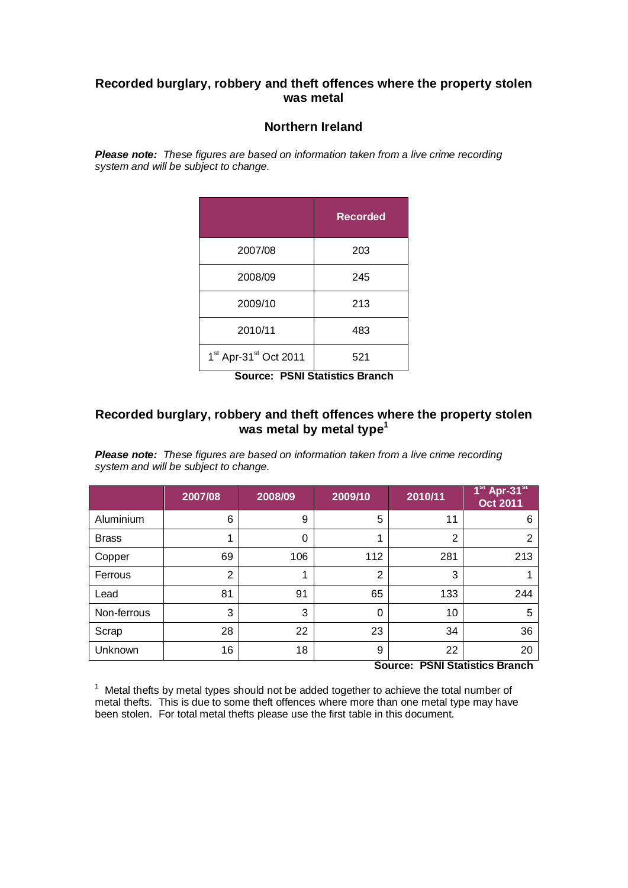## Recorded burglary, robbery and theft offences where the property stolen was metal

### Northern Ireland

***Please note:*** *These figures are based on information taken from a live crime recording system and will be subject to change.*

| | Recorded |
|---|---|
| 2007/08 | 203 |
| 2008/09 | 245 |
| 2009/10 | 213 |
| 2010/11 | 483 |
| 1st Apr-31st Oct 2011 | 521 |

**Source: PSNI Statistics Branch**

## Recorded burglary, robbery and theft offences where the property stolen was metal by metal type[1]

***Please note:*** *These figures are based on information taken from a live crime recording system and will be subject to change.*

| | 2007/08 | 2008/09 | 2009/10 | 2010/11 | 1st Apr-31st Oct 2011 |
|---|---|---|---|---|---|
| Aluminium | 6 | 9 | 5 | 11 | 6 |
| Brass | 1 | 0 | 1 | 2 | 2 |
| Copper | 69 | 106 | 112 | 281 | 213 |
| Ferrous | 2 | 1 | 2 | 3 | 1 |
| Lead | 81 | 91 | 65 | 133 | 244 |
| Non-ferrous | 3 | 3 | 0 | 10 | 5 |
| Scrap | 28 | 22 | 23 | 34 | 36 |
| Unknown | 16 | 18 | 9 | 22 | 20 |

**Source: PSNI Statistics Branch**

[1] Metal thefts by metal types should not be added together to achieve the total number of metal thefts. This is due to some theft offences where more than one metal type may have been stolen. For total metal thefts please use the first table in this document.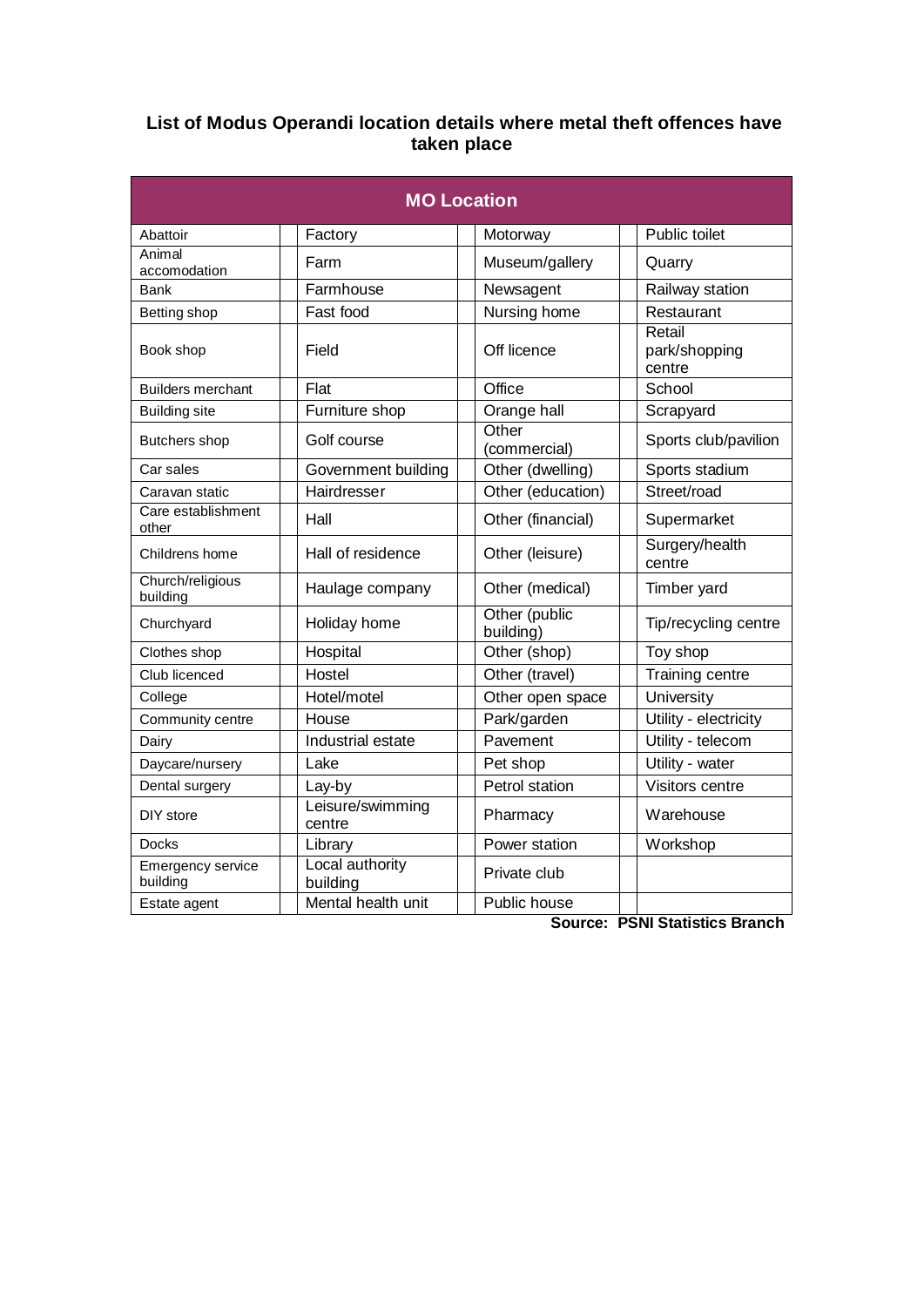### List of Modus Operandi location details where metal theft offences have taken place

| MO Location | | | | | | | |
|---|---|---|---|---|---|---|---|
| Abattoir | | Factory | | Motorway | | Public toilet | |
| Animal accomodation | | Farm | | Museum/gallery | | Quarry | |
| Bank | | Farmhouse | | Newsagent | | Railway station | |
| Betting shop | | Fast food | | Nursing home | | Restaurant | |
| Book shop | | Field | | Off licence | | Retail park/shopping centre | |
| Builders merchant | | Flat | | Office | | School | |
| Building site | | Furniture shop | | Orange hall | | Scrapyard | |
| Butchers shop | | Golf course | | Other (commercial) | | Sports club/pavilion | |
| Car sales | | Government building | | Other (dwelling) | | Sports stadium | |
| Caravan static | | Hairdresser | | Other (education) | | Street/road | |
| Care establishment other | | Hall | | Other (financial) | | Supermarket | |
| Childrens home | | Hall of residence | | Other (leisure) | | Surgery/health centre | |
| Church/religious building | | Haulage company | | Other (medical) | | Timber yard | |
| Churchyard | | Holiday home | | Other (public building) | | Tip/recycling centre | |
| Clothes shop | | Hospital | | Other (shop) | | Toy shop | |
| Club licenced | | Hostel | | Other (travel) | | Training centre | |
| College | | Hotel/motel | | Other open space | | University | |
| Community centre | | House | | Park/garden | | Utility - electricity | |
| Dairy | | Industrial estate | | Pavement | | Utility - telecom | |
| Daycare/nursery | | Lake | | Pet shop | | Utility - water | |
| Dental surgery | | Lay-by | | Petrol station | | Visitors centre | |
| DIY store | | Leisure/swimming centre | | Pharmacy | | Warehouse | |
| Docks | | Library | | Power station | | Workshop | |
| Emergency service building | | Local authority building | | Private club | | | |
| Estate agent | | Mental health unit | | Public house | | | |

**Source: PSNI Statistics Branch**